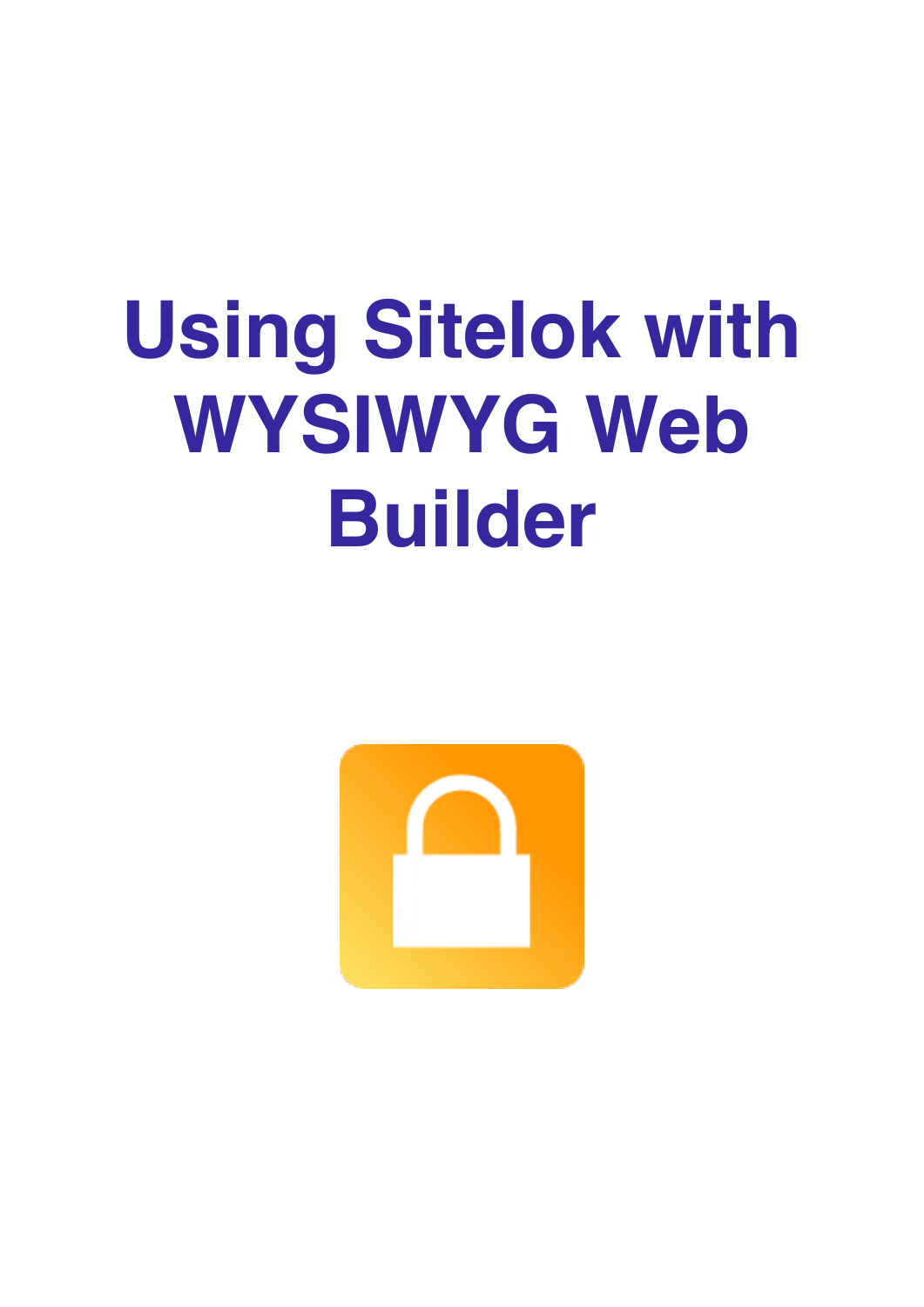# Using Sitelok with WYSIWYG Web Builder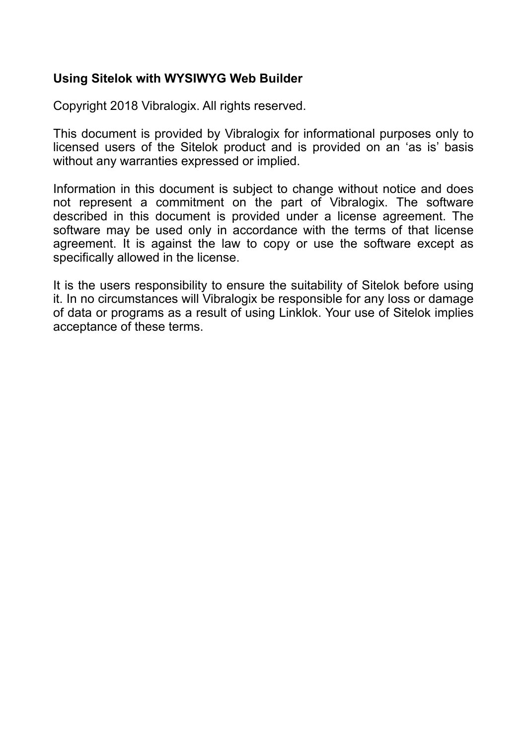**Using Sitelok with WYSIWYG Web Builder**

Copyright 2018 Vibralogix. All rights reserved.

This document is provided by Vibralogix for informational purposes only to licensed users of the Sitelok product and is provided on an ‘as is’ basis without any warranties expressed or implied.

Information in this document is subject to change without notice and does not represent a commitment on the part of Vibralogix. The software described in this document is provided under a license agreement. The software may be used only in accordance with the terms of that license agreement. It is against the law to copy or use the software except as specifically allowed in the license.

It is the users responsibility to ensure the suitability of Sitelok before using it. In no circumstances will Vibralogix be responsible for any loss or damage of data or programs as a result of using Linklok. Your use of Sitelok implies acceptance of these terms.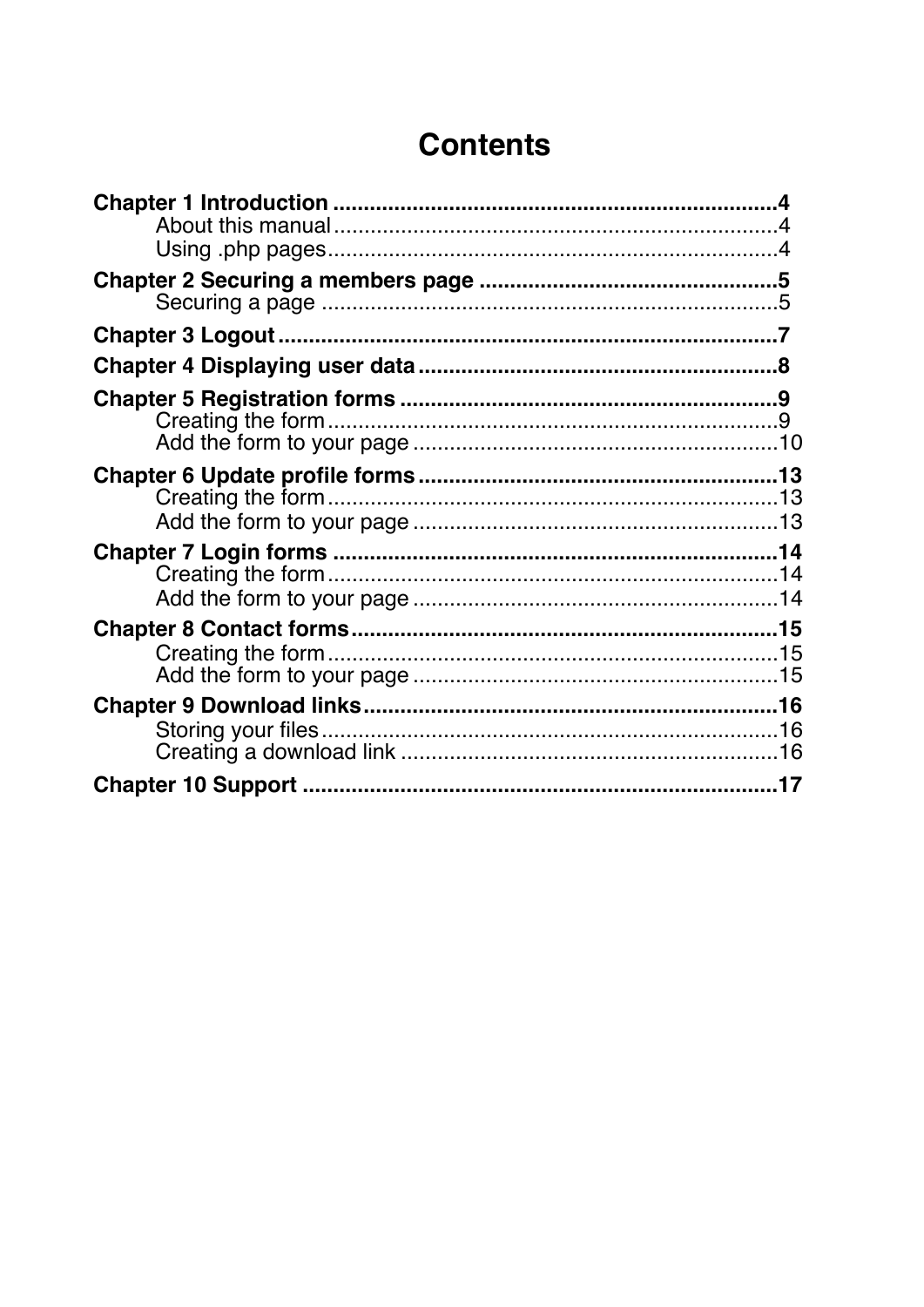# Contents

**Chapter 1 Introduction** ........................................................................ **4**
- About this manual ........................................................................ 4
- Using .php pages ........................................................................ 4

**Chapter 2 Securing a members page** ................................................ **5**
- Securing a page ........................................................................ 5

**Chapter 3 Logout** ................................................................................ **7**

**Chapter 4 Displaying user data** .......................................................... **8**

**Chapter 5 Registration forms** ............................................................ **9**
- Creating the form ........................................................................ 9
- Add the form to your page ........................................................... 10

**Chapter 6 Update profile forms** ........................................................ **13**
- Creating the form ........................................................................ 13
- Add the form to your page ........................................................... 13

**Chapter 7 Login forms** ...................................................................... **14**
- Creating the form ........................................................................ 14
- Add the form to your page ........................................................... 14

**Chapter 8 Contact forms** .................................................................... **15**
- Creating the form ........................................................................ 15
- Add the form to your page ........................................................... 15

**Chapter 9 Download links** .................................................................. **16**
- Storing your files ........................................................................ 16
- Creating a download link ............................................................. 16

**Chapter 10 Support** ............................................................................ **17**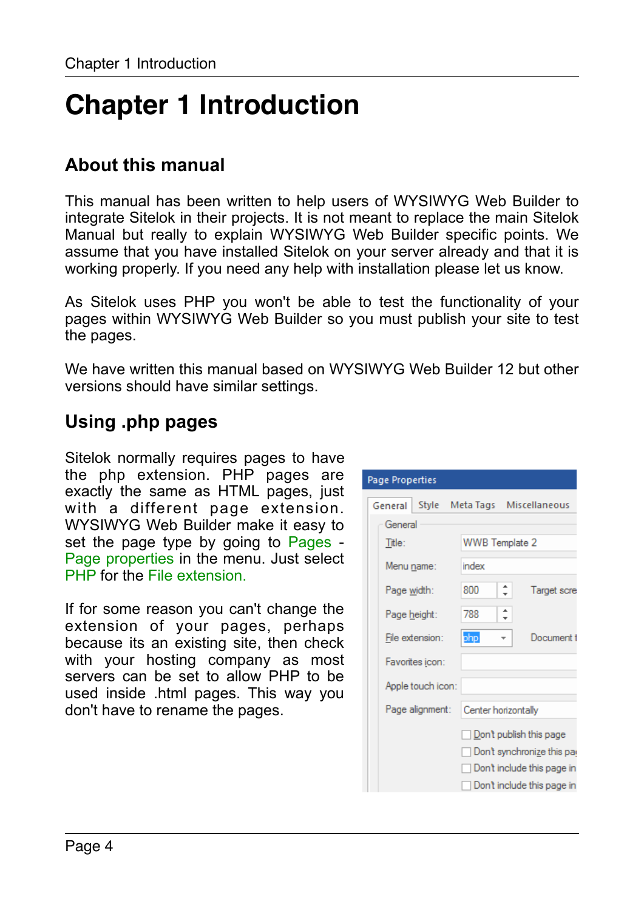# Chapter 1 Introduction

## About this manual

This manual has been written to help users of WYSIWYG Web Builder to integrate Sitelok in their projects. It is not meant to replace the main Sitelok Manual but really to explain WYSIWYG Web Builder specific points. We assume that you have installed Sitelok on your server already and that it is working properly. If you need any help with installation please let us know.

As Sitelok uses PHP you won't be able to test the functionality of your pages within WYSIWYG Web Builder so you must publish your site to test the pages.

We have written this manual based on WYSIWYG Web Builder 12 but other versions should have similar settings.

## Using .php pages

Sitelok normally requires pages to have the php extension. PHP pages are exactly the same as HTML pages, just with a different page extension. WYSIWYG Web Builder make it easy to set the page type by going to Pages - Page properties in the menu. Just select PHP for the File extension.

If for some reason you can't change the extension of your pages, perhaps because its an existing site, then check with your hosting company as most servers can be set to allow PHP to be used inside .html pages. This way you don't have to rename the pages.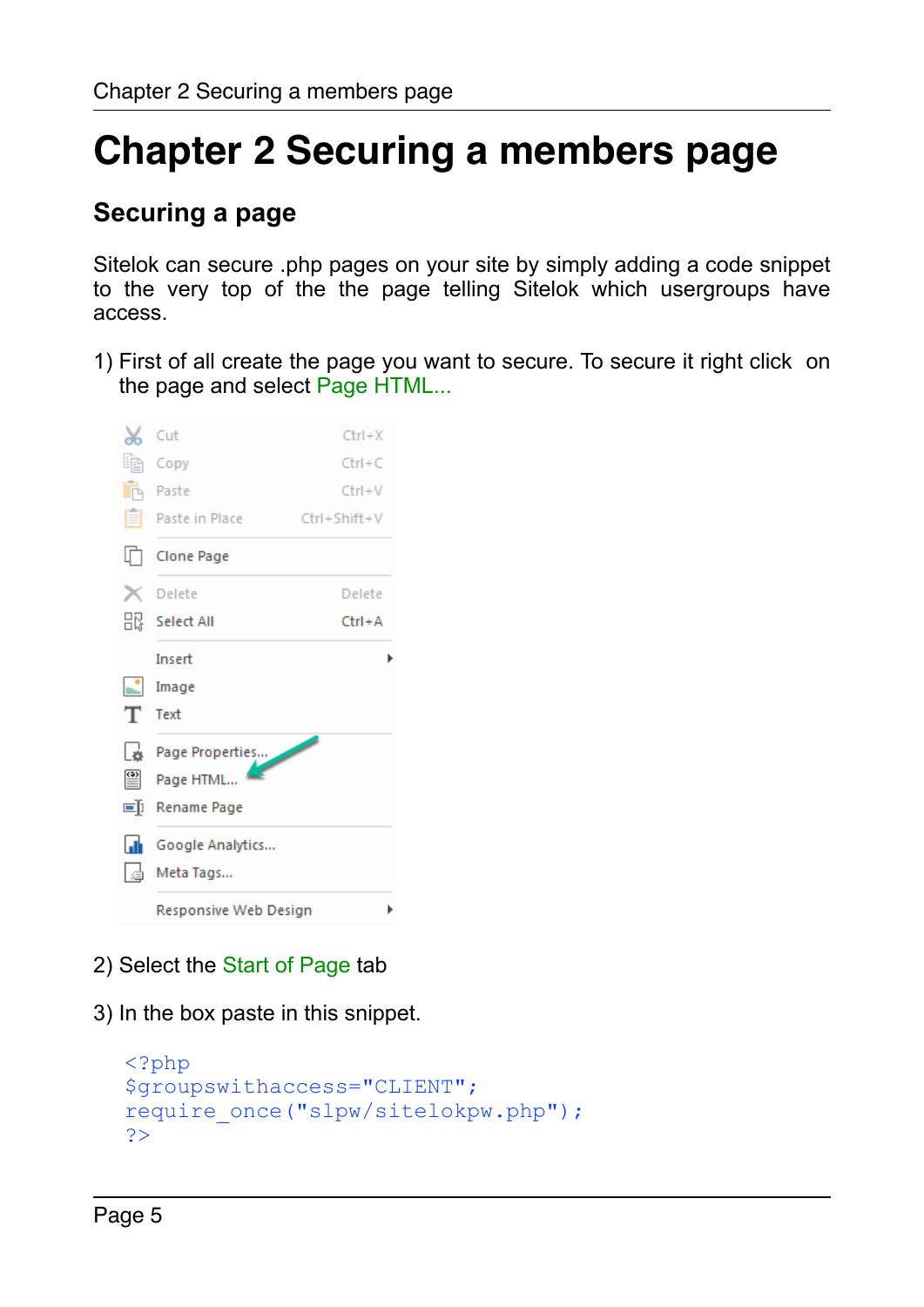# Chapter 2 Securing a members page

## Securing a page

Sitelok can secure .php pages on your site by simply adding a code snippet to the very top of the the page telling Sitelok which usergroups have access.

1) First of all create the page you want to secure. To secure it right click on the page and select Page HTML...

2) Select the Start of Page tab

3) In the box paste in this snippet.

```
<?php
$groupswithaccess="CLIENT";
require_once("slpw/sitelokpw.php");
?>
```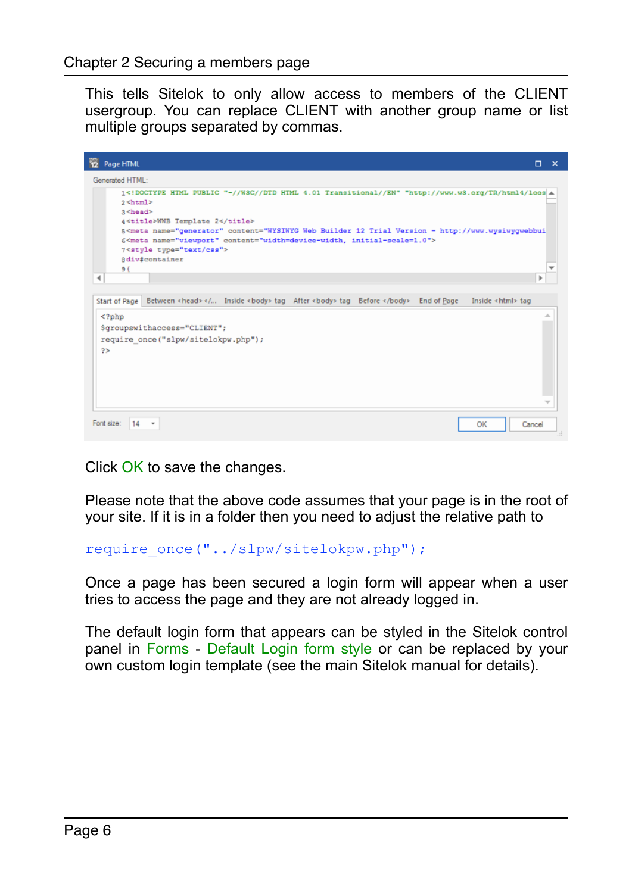This tells Sitelok to only allow access to members of the CLIENT usergroup. You can replace CLIENT with another group name or list multiple groups separated by commas.

Click OK to save the changes.

Please note that the above code assumes that your page is in the root of your site. If it is in a folder then you need to adjust the relative path to

```
require_once("../slpw/sitelokpw.php");
```

Once a page has been secured a login form will appear when a user tries to access the page and they are not already logged in.

The default login form that appears can be styled in the Sitelok control panel in Forms - Default Login form style or can be replaced by your own custom login template (see the main Sitelok manual for details).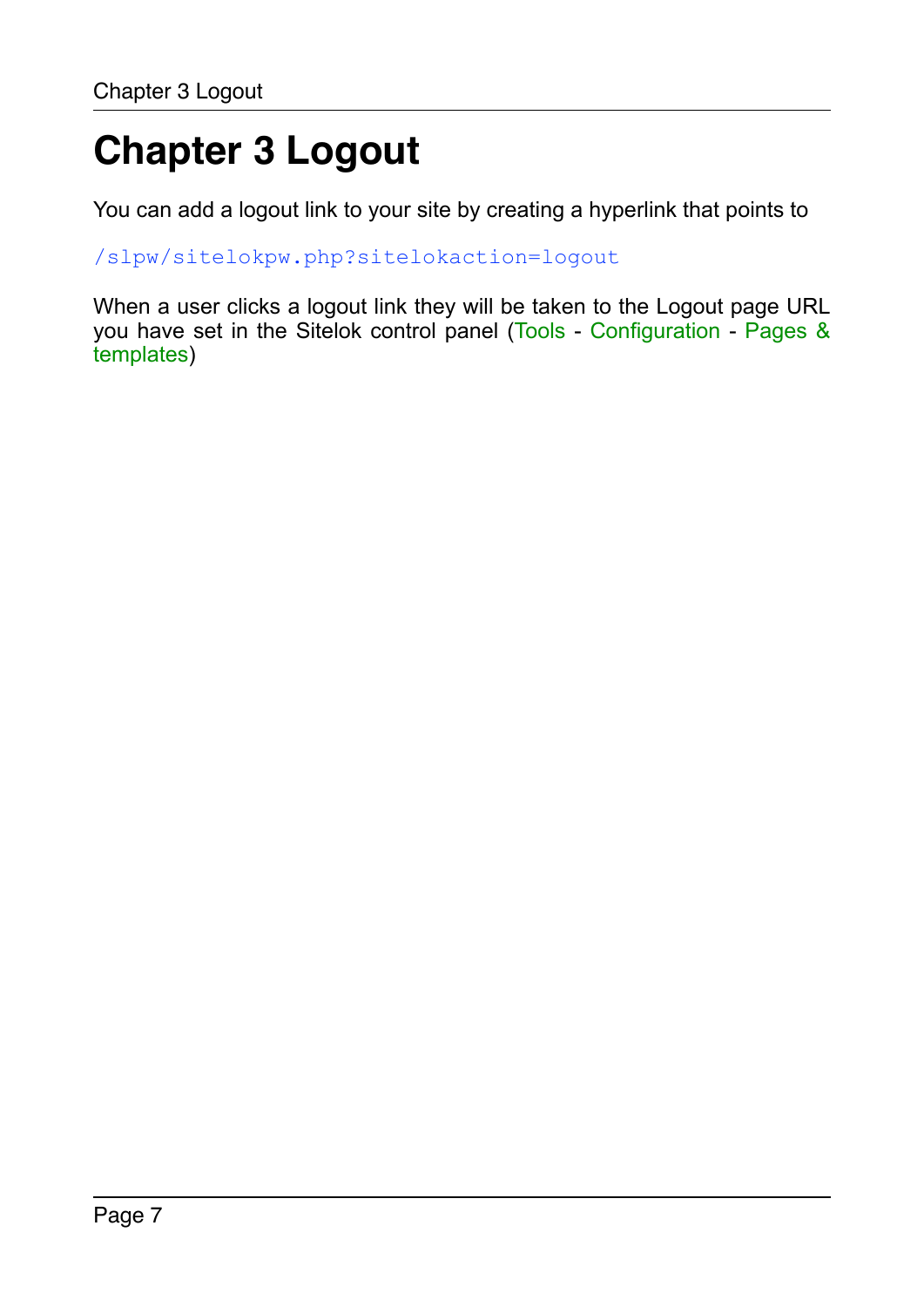# Chapter 3 Logout

You can add a logout link to your site by creating a hyperlink that points to

`/slpw/sitelokpw.php?sitelokaction=logout`

When a user clicks a logout link they will be taken to the Logout page URL you have set in the Sitelok control panel (Tools - Configuration - Pages & templates)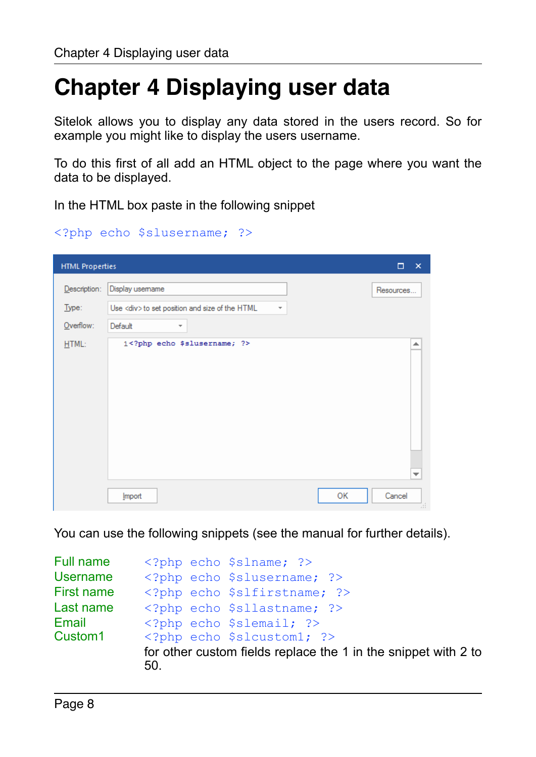# Chapter 4 Displaying user data

Sitelok allows you to display any data stored in the users record. So for example you might like to display the users username.

To do this first of all add an HTML object to the page where you want the data to be displayed.

In the HTML box paste in the following snippet

```
<?php echo $slusername; ?>
```

You can use the following snippets (see the manual for further details).

| | |
|---|---|
| Full name | `<?php echo $slname; ?>` |
| Username | `<?php echo $slusername; ?>` |
| First name | `<?php echo $slfirstname; ?>` |
| Last name | `<?php echo $sllastname; ?>` |
| Email | `<?php echo $slemail; ?>` |
| Custom1 | `<?php echo $slcustom1; ?>` for other custom fields replace the 1 in the snippet with 2 to 50. |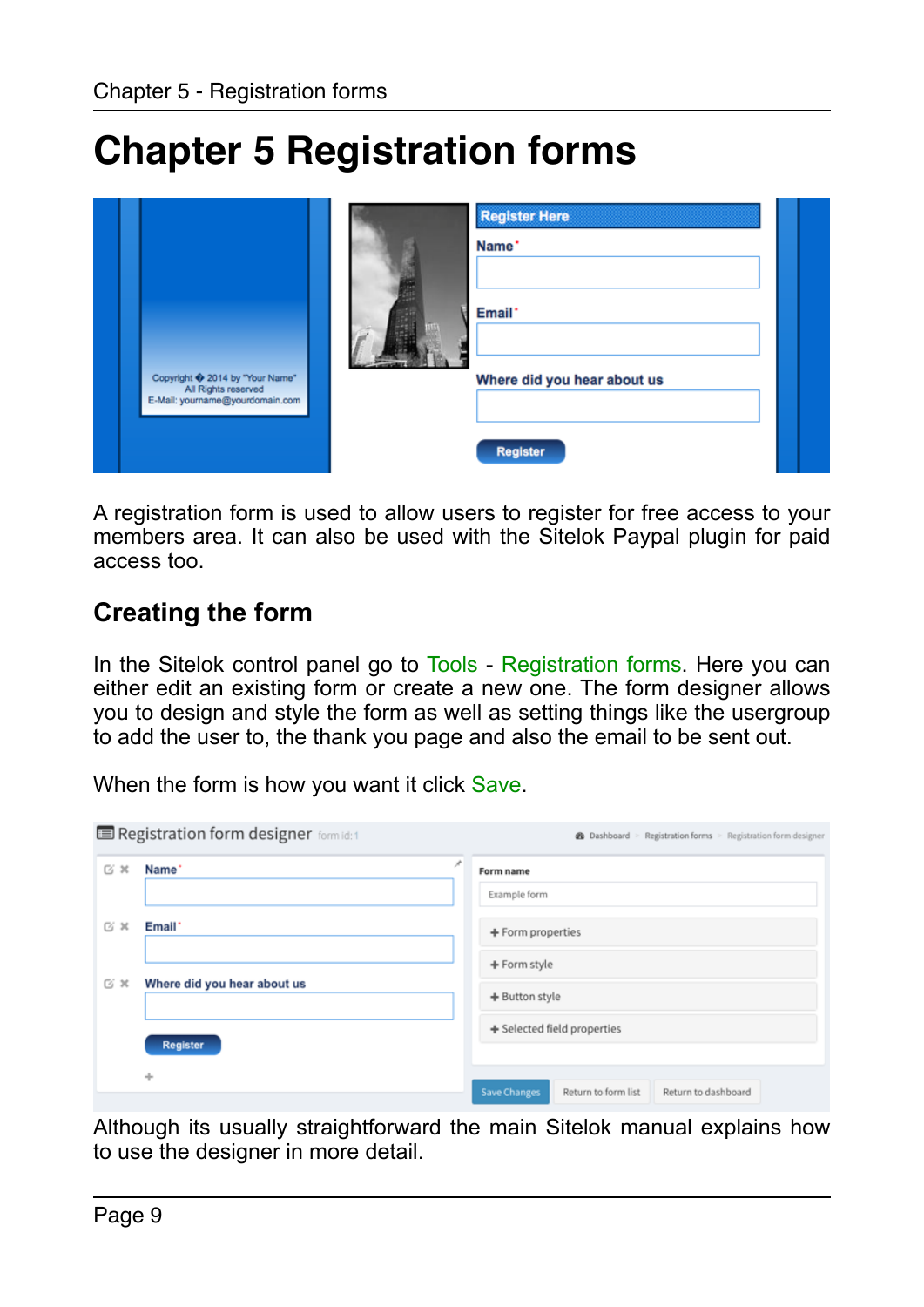# Chapter 5 Registration forms

A registration form is used to allow users to register for free access to your members area. It can also be used with the Sitelok Paypal plugin for paid access too.

## Creating the form

In the Sitelok control panel go to Tools - Registration forms. Here you can either edit an existing form or create a new one. The form designer allows you to design and style the form as well as setting things like the usergroup to add the user to, the thank you page and also the email to be sent out.

When the form is how you want it click Save.

Although its usually straightforward the main Sitelok manual explains how to use the designer in more detail.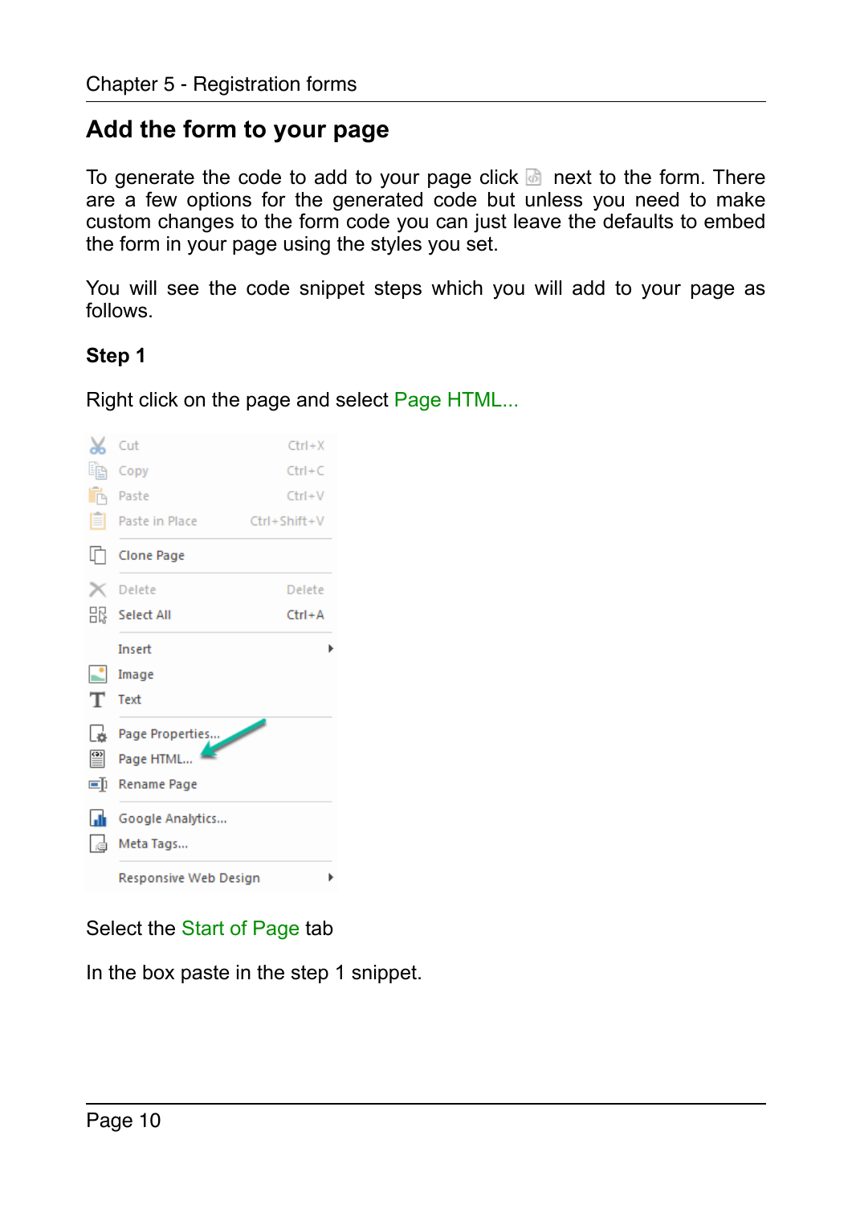## Add the form to your page

To generate the code to add to your page click next to the form. There are a few options for the generated code but unless you need to make custom changes to the form code you can just leave the defaults to embed the form in your page using the styles you set.

You will see the code snippet steps which you will add to your page as follows.

**Step 1**

Right click on the page and select Page HTML...

Select the Start of Page tab

In the box paste in the step 1 snippet.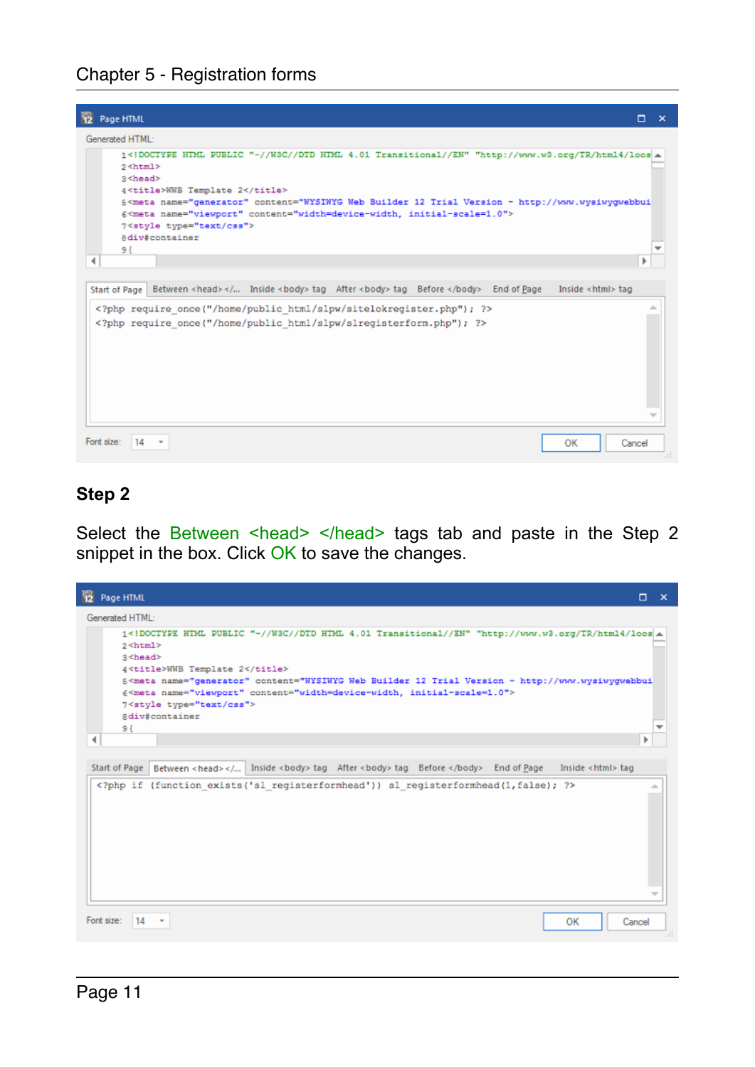## Step 2

Select the Between <head> </head> tags tab and paste in the Step 2 snippet in the box. Click OK to save the changes.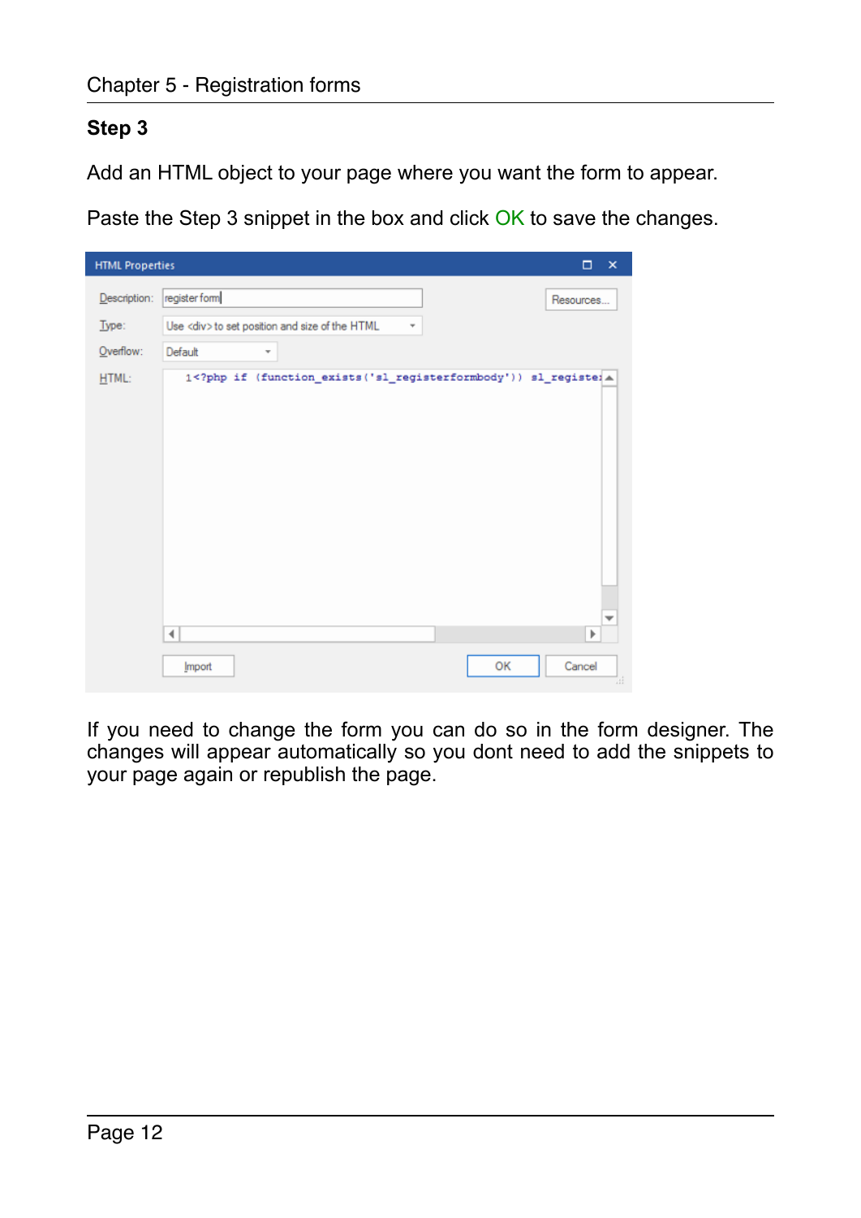## Step 3

Add an HTML object to your page where you want the form to appear.

Paste the Step 3 snippet in the box and click OK to save the changes.

If you need to change the form you can do so in the form designer. The changes will appear automatically so you dont need to add the snippets to your page again or republish the page.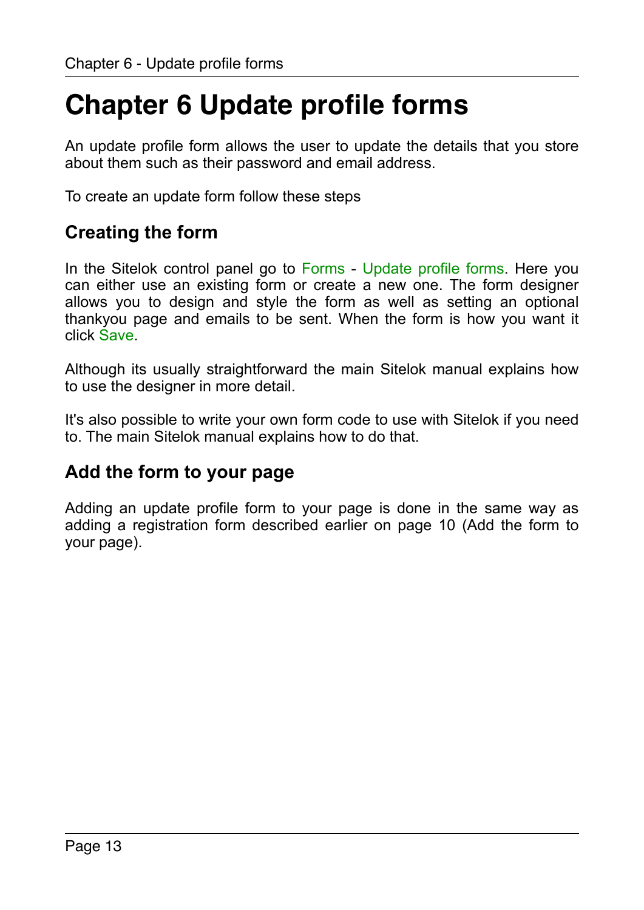# Chapter 6 Update profile forms

An update profile form allows the user to update the details that you store about them such as their password and email address.

To create an update form follow these steps

## Creating the form

In the Sitelok control panel go to Forms - Update profile forms. Here you can either use an existing form or create a new one. The form designer allows you to design and style the form as well as setting an optional thankyou page and emails to be sent. When the form is how you want it click Save.

Although its usually straightforward the main Sitelok manual explains how to use the designer in more detail.

It's also possible to write your own form code to use with Sitelok if you need to. The main Sitelok manual explains how to do that.

## Add the form to your page

Adding an update profile form to your page is done in the same way as adding a registration form described earlier on page 10 (Add the form to your page).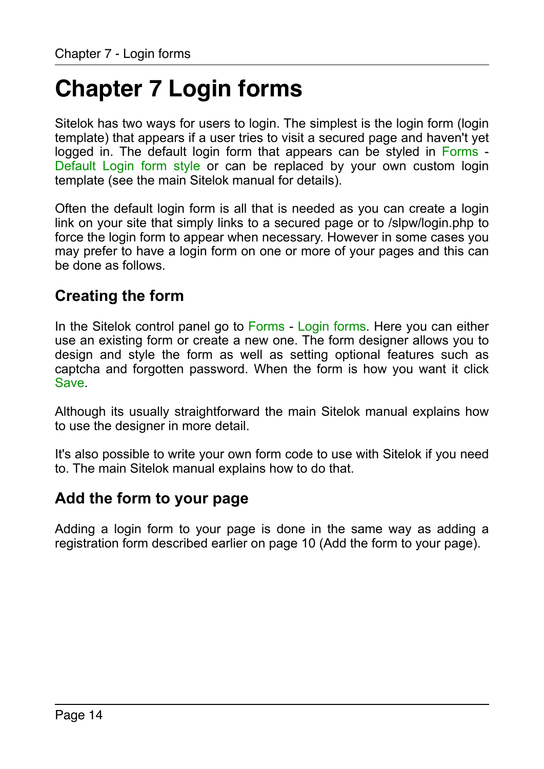# Chapter 7 Login forms

Sitelok has two ways for users to login. The simplest is the login form (login template) that appears if a user tries to visit a secured page and haven't yet logged in. The default login form that appears can be styled in Forms - Default Login form style or can be replaced by your own custom login template (see the main Sitelok manual for details).

Often the default login form is all that is needed as you can create a login link on your site that simply links to a secured page or to /slpw/login.php to force the login form to appear when necessary. However in some cases you may prefer to have a login form on one or more of your pages and this can be done as follows.

## Creating the form

In the Sitelok control panel go to Forms - Login forms. Here you can either use an existing form or create a new one. The form designer allows you to design and style the form as well as setting optional features such as captcha and forgotten password. When the form is how you want it click Save.

Although its usually straightforward the main Sitelok manual explains how to use the designer in more detail.

It's also possible to write your own form code to use with Sitelok if you need to. The main Sitelok manual explains how to do that.

## Add the form to your page

Adding a login form to your page is done in the same way as adding a registration form described earlier on page 10 (Add the form to your page).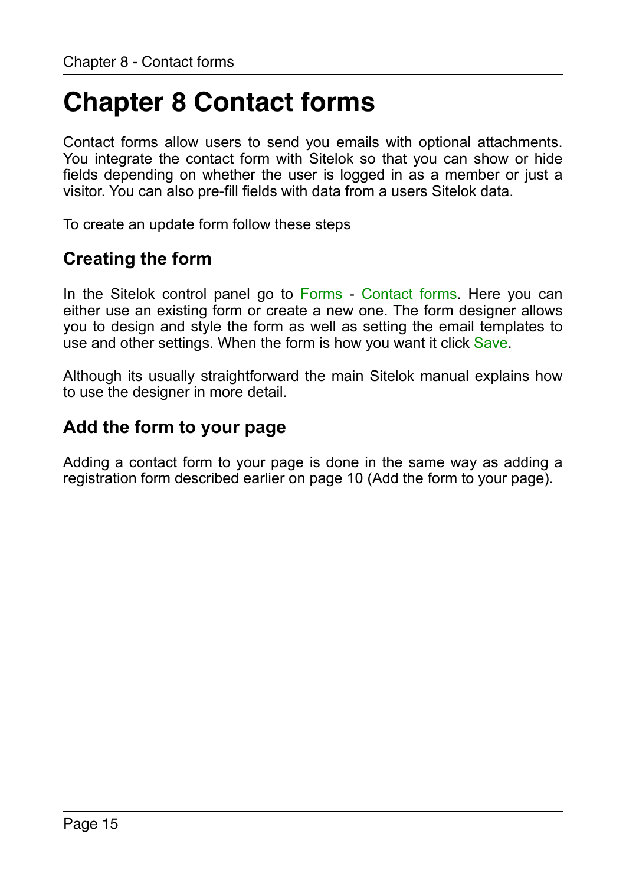# Chapter 8 Contact forms

Contact forms allow users to send you emails with optional attachments. You integrate the contact form with Sitelok so that you can show or hide fields depending on whether the user is logged in as a member or just a visitor. You can also pre-fill fields with data from a users Sitelok data.

To create an update form follow these steps

## Creating the form

In the Sitelok control panel go to Forms - Contact forms. Here you can either use an existing form or create a new one. The form designer allows you to design and style the form as well as setting the email templates to use and other settings. When the form is how you want it click Save.

Although its usually straightforward the main Sitelok manual explains how to use the designer in more detail.

## Add the form to your page

Adding a contact form to your page is done in the same way as adding a registration form described earlier on page 10 (Add the form to your page).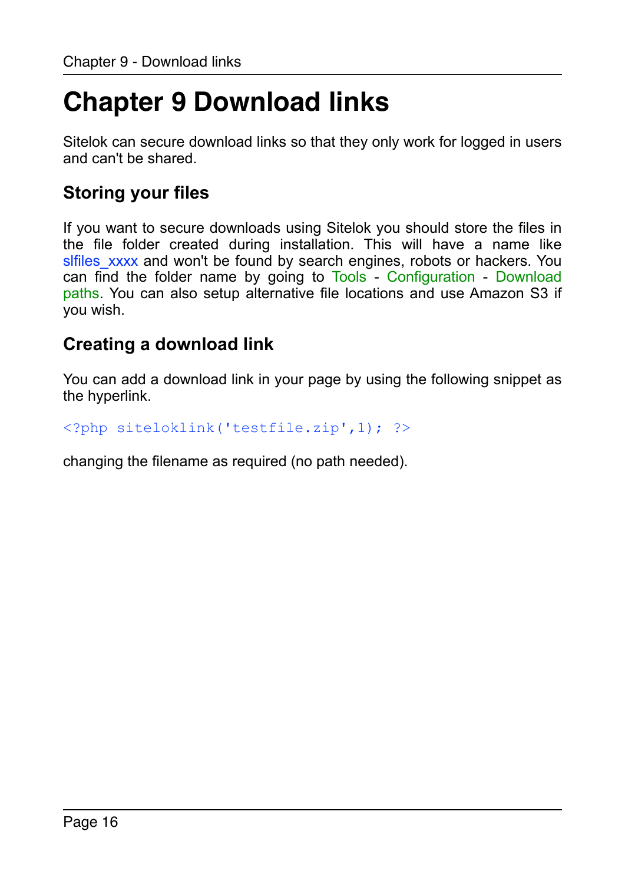# Chapter 9 Download links

Sitelok can secure download links so that they only work for logged in users and can't be shared.

## Storing your files

If you want to secure downloads using Sitelok you should store the files in the file folder created during installation. This will have a name like slfiles_xxxx and won't be found by search engines, robots or hackers. You can find the folder name by going to Tools - Configuration - Download paths. You can also setup alternative file locations and use Amazon S3 if you wish.

## Creating a download link

You can add a download link in your page by using the following snippet as the hyperlink.

```
<?php siteloklink('testfile.zip',1); ?>
```

changing the filename as required (no path needed).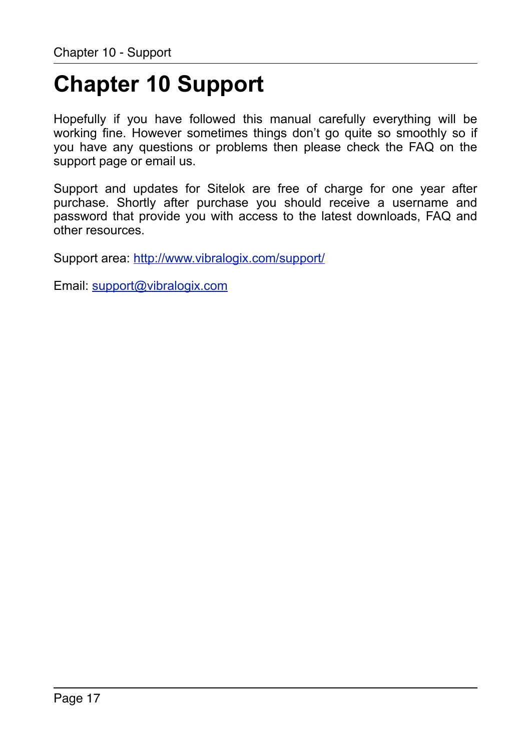# Chapter 10 Support

Hopefully if you have followed this manual carefully everything will be working fine. However sometimes things don't go quite so smoothly so if you have any questions or problems then please check the FAQ on the support page or email us.

Support and updates for Sitelok are free of charge for one year after purchase. Shortly after purchase you should receive a username and password that provide you with access to the latest downloads, FAQ and other resources.

Support area: [http://www.vibralogix.com/support/](http://www.vibralogix.com/support/)

Email: [support@vibralogix.com](mailto:support@vibralogix.com)